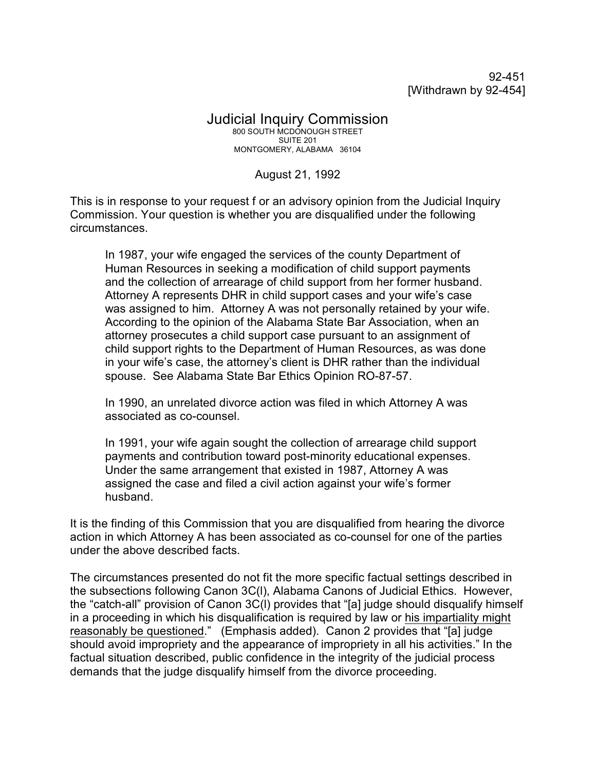92-451
[Withdrawn by 92-454]

# Judicial Inquiry Commission

800 SOUTH MCDONOUGH STREET
SUITE 201
MONTGOMERY, ALABAMA 36104

August 21, 1992

This is in response to your request f or an advisory opinion from the Judicial Inquiry Commission. Your question is whether you are disqualified under the following circumstances.

> In 1987, your wife engaged the services of the county Department of Human Resources in seeking a modification of child support payments and the collection of arrearage of child support from her former husband. Attorney A represents DHR in child support cases and your wife's case was assigned to him. Attorney A was not personally retained by your wife. According to the opinion of the Alabama State Bar Association, when an attorney prosecutes a child support case pursuant to an assignment of child support rights to the Department of Human Resources, as was done in your wife's case, the attorney's client is DHR rather than the individual spouse. See Alabama State Bar Ethics Opinion RO-87-57.
>
> In 1990, an unrelated divorce action was filed in which Attorney A was associated as co-counsel.
>
> In 1991, your wife again sought the collection of arrearage child support payments and contribution toward post-minority educational expenses. Under the same arrangement that existed in 1987, Attorney A was assigned the case and filed a civil action against your wife's former husband.

It is the finding of this Commission that you are disqualified from hearing the divorce action in which Attorney A has been associated as co-counsel for one of the parties under the above described facts.

The circumstances presented do not fit the more specific factual settings described in the subsections following Canon 3C(l), Alabama Canons of Judicial Ethics. However, the "catch-all" provision of Canon 3C(l) provides that "[a] judge should disqualify himself in a proceeding in which his disqualification is required by law or <u>his impartiality might reasonably be questioned</u>." (Emphasis added). Canon 2 provides that "[a] judge should avoid impropriety and the appearance of impropriety in all his activities." In the factual situation described, public confidence in the integrity of the judicial process demands that the judge disqualify himself from the divorce proceeding.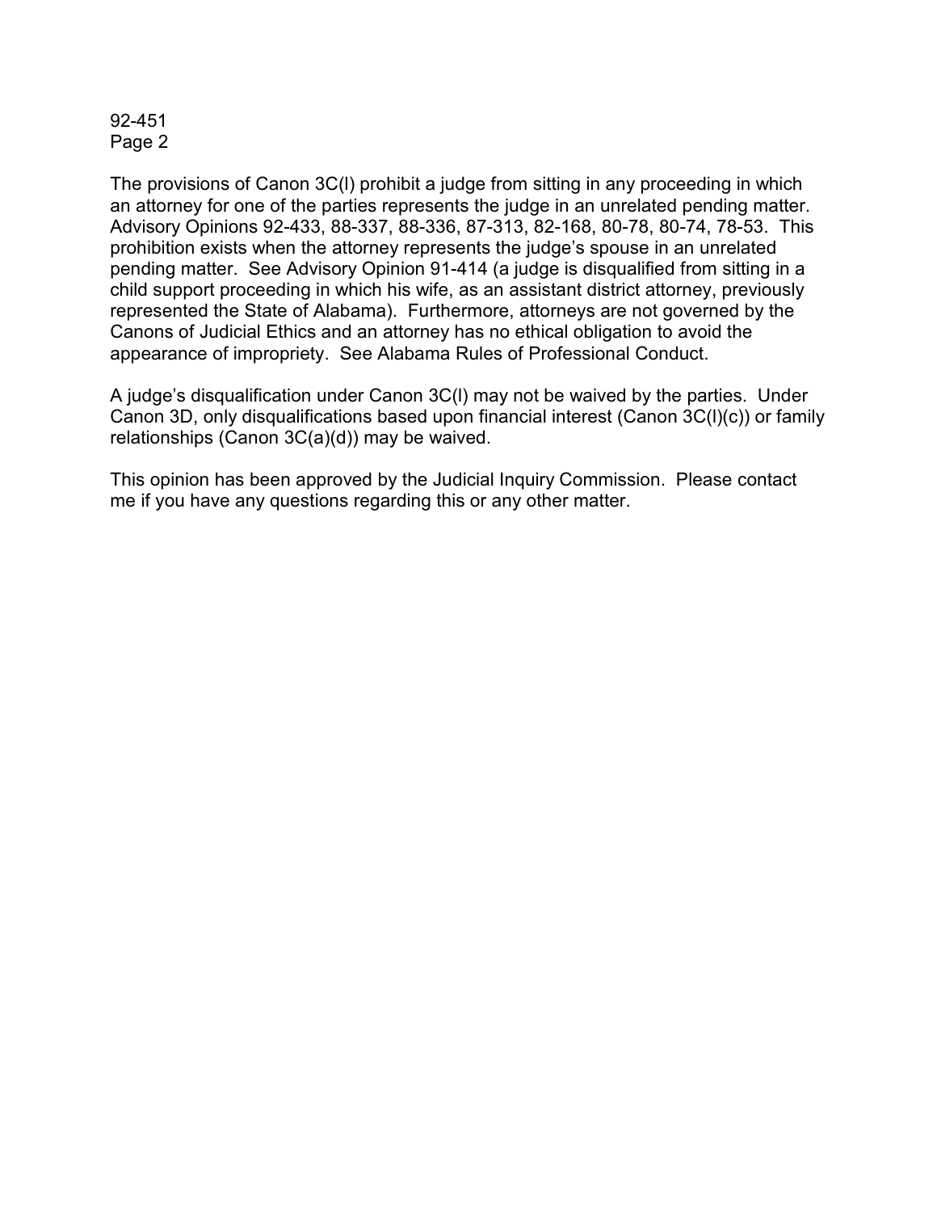The provisions of Canon 3C(l) prohibit a judge from sitting in any proceeding in which an attorney for one of the parties represents the judge in an unrelated pending matter. Advisory Opinions 92-433, 88-337, 88-336, 87-313, 82-168, 80-78, 80-74, 78-53. This prohibition exists when the attorney represents the judge's spouse in an unrelated pending matter. See Advisory Opinion 91-414 (a judge is disqualified from sitting in a child support proceeding in which his wife, as an assistant district attorney, previously represented the State of Alabama). Furthermore, attorneys are not governed by the Canons of Judicial Ethics and an attorney has no ethical obligation to avoid the appearance of impropriety. See Alabama Rules of Professional Conduct.

A judge's disqualification under Canon 3C(l) may not be waived by the parties. Under Canon 3D, only disqualifications based upon financial interest (Canon 3C(l)(c)) or family relationships (Canon 3C(a)(d)) may be waived.

This opinion has been approved by the Judicial Inquiry Commission. Please contact me if you have any questions regarding this or any other matter.